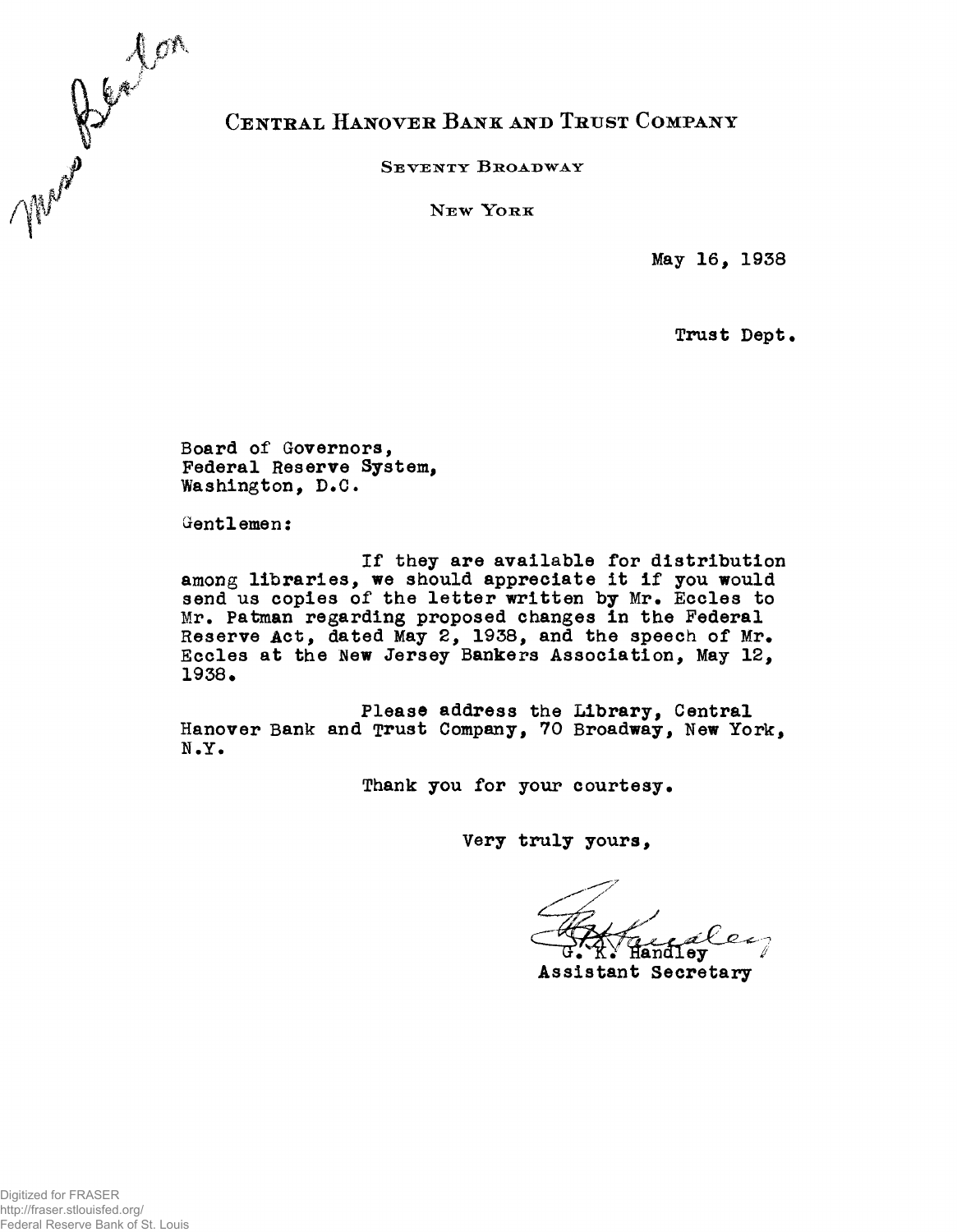Mr. Benton

# CENTRAL HANOVER BANK AND TRUST COMPANY

SEVENTY BROADWAY

NEW YORK

May 16, 1938

Trust Dept.

Board of Governors,
Federal Reserve System,
Washington, D.C.

Gentlemen:

If they are available for distribution among libraries, we should appreciate it if you would send us copies of the letter written by Mr. Eccles to Mr. Patman regarding proposed changes in the Federal Reserve Act, dated May 2, 1938, and the speech of Mr. Eccles at the New Jersey Bankers Association, May 12, 1938.

Please address the Library, Central Hanover Bank and Trust Company, 70 Broadway, New York, N.Y.

Thank you for your courtesy.

Very truly yours,

G. K. Handley
Assistant Secretary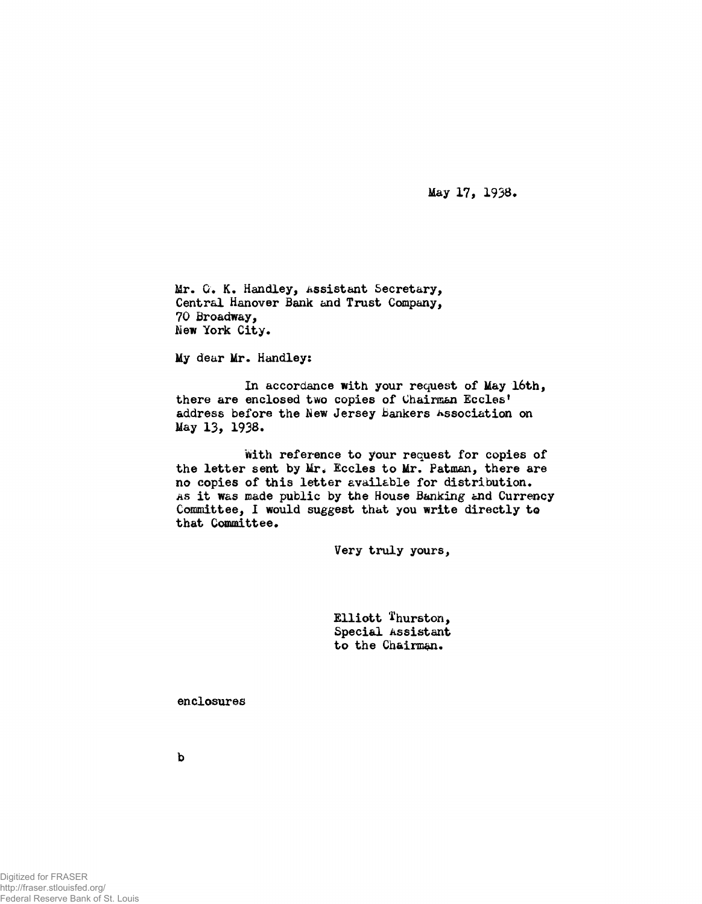May 17, 1938.

Mr. G. K. Handley, Assistant Secretary,
Central Hanover Bank and Trust Company,
70 Broadway,
New York City.

My dear Mr. Handley:

In accordance with your request of May 16th, there are enclosed two copies of Chairman Eccles' address before the New Jersey Bankers Association on May 13, 1938.

With reference to your request for copies of the letter sent by Mr. Eccles to Mr. Patman, there are no copies of this letter available for distribution. As it was made public by the House Banking and Currency Committee, I would suggest that you write directly to that Committee.

Very truly yours,

Elliott Thurston,
Special Assistant
to the Chairman.

enclosures

b